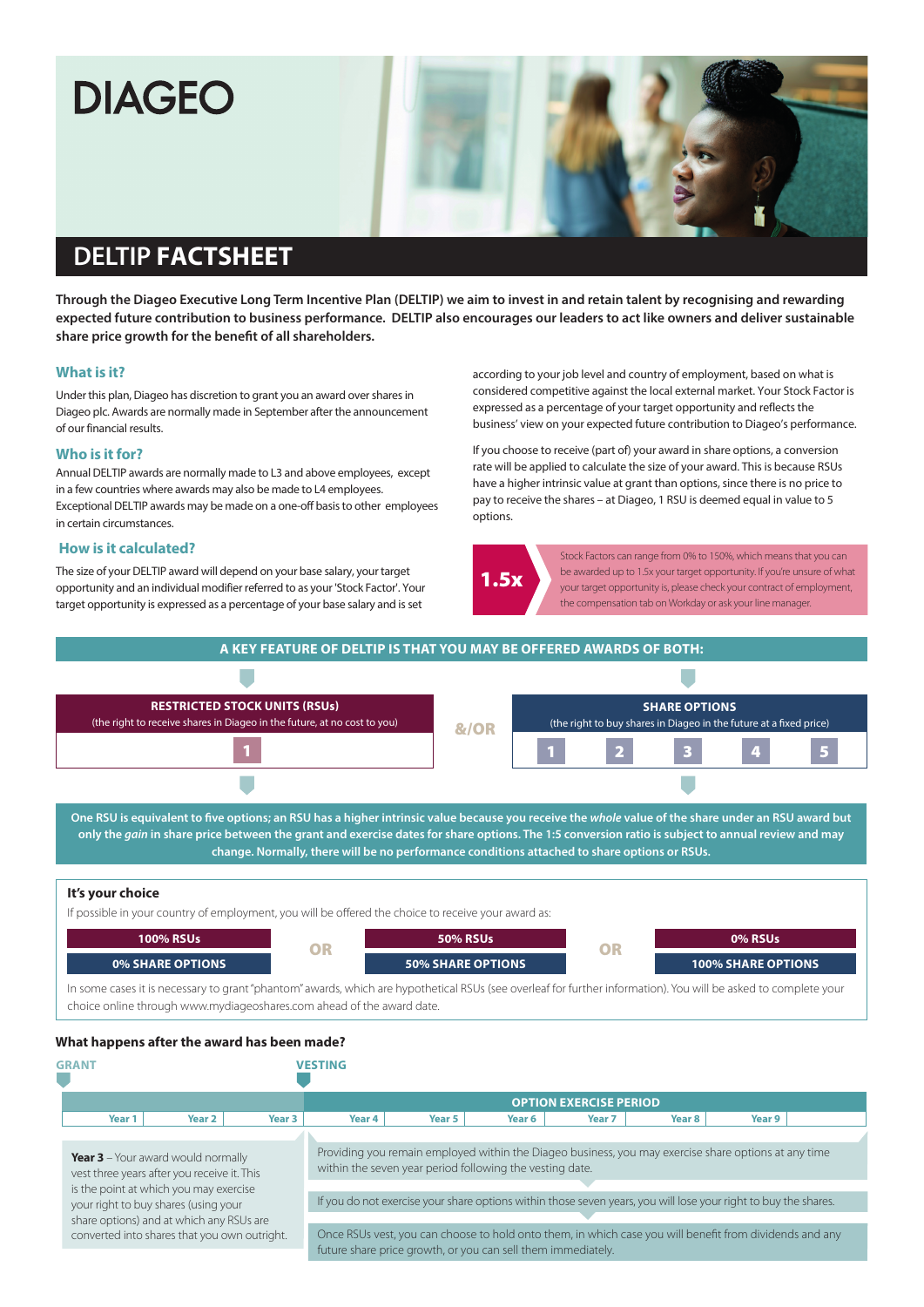# DIAGEO

# DELTIP FACTSHEET

**Through the Diageo Executive Long Term Incentive Plan (DELTIP) we aim to invest in and retain talent by recognising and rewarding expected future contribution to business performance. DELTIP also encourages our leaders to act like owners and deliver sustainable share price growth for the benefit of all shareholders.**

## What is it?

Under this plan, Diageo has discretion to grant you an award over shares in Diageo plc. Awards are normally made in September after the announcement of our financial results.

## Who is it for?

Annual DELTIP awards are normally made to L3 and above employees, except in a few countries where awards may also be made to L4 employees. Exceptional DELTIP awards may be made on a one-off basis to other employees in certain circumstances.

## How is it calculated?

The size of your DELTIP award will depend on your base salary, your target opportunity and an individual modifier referred to as your 'Stock Factor'. Your target opportunity is expressed as a percentage of your base salary and is set according to your job level and country of employment, based on what is considered competitive against the local external market. Your Stock Factor is expressed as a percentage of your target opportunity and reflects the business' view on your expected future contribution to Diageo's performance.

If you choose to receive (part of) your award in share options, a conversion rate will be applied to calculate the size of your award. This is because RSUs have a higher intrinsic value at grant than options, since there is no price to pay to receive the shares – at Diageo, 1 RSU is deemed equal in value to 5 options.

**1.5x** Stock Factors can range from 0% to 150%, which means that you can be awarded up to 1.5x your target opportunity. If you're unsure of what your target opportunity is, please check your contract of employment, the compensation tab on Workday or ask your line manager.

## A KEY FEATURE OF DELTIP IS THAT YOU MAY BE OFFERED AWARDS OF BOTH:

**RESTRICTED STOCK UNITS (RSUs)**
(the right to receive shares in Diageo in the future, at no cost to you)

1

**&/OR**

**SHARE OPTIONS**
(the right to buy shares in Diageo in the future at a fixed price)

1 2 3 4 5

**One RSU is equivalent to five options; an RSU has a higher intrinsic value because you receive the *whole* value of the share under an RSU award but only the *gain* in share price between the grant and exercise dates for share options. The 1:5 conversion ratio is subject to annual review and may change. Normally, there will be no performance conditions attached to share options or RSUs.**

### It's your choice

If possible in your country of employment, you will be offered the choice to receive your award as:

| | | | | |
|---|---|---|---|---|
| **100% RSUs** | **OR** | **50% RSUs** | **OR** | **0% RSUs** |
| **0% SHARE OPTIONS** | | **50% SHARE OPTIONS** | | **100% SHARE OPTIONS** |

In some cases it is necessary to grant "phantom" awards, which are hypothetical RSUs (see overleaf for further information). You will be asked to complete your choice online through www.mydiageoshares.com ahead of the award date.

### What happens after the award has been made?

**GRANT** (start of Year 1) — **VESTING** (end of Year 3) — **OPTION EXERCISE PERIOD** (Year 4 to Year 9 and beyond)

| Year 1 | Year 2 | Year 3 | Year 4 | Year 5 | Year 6 | Year 7 | Year 8 | Year 9 | |
|---|---|---|---|---|---|---|---|---|---|

**Year 3** – Your award would normally vest three years after you receive it. This is the point at which you may exercise your right to buy shares (using your share options) and at which any RSUs are converted into shares that you own outright.

Providing you remain employed within the Diageo business, you may exercise share options at any time within the seven year period following the vesting date.

If you do not exercise your share options within those seven years, you will lose your right to buy the shares.

Once RSUs vest, you can choose to hold onto them, in which case you will benefit from dividends and any future share price growth, or you can sell them immediately.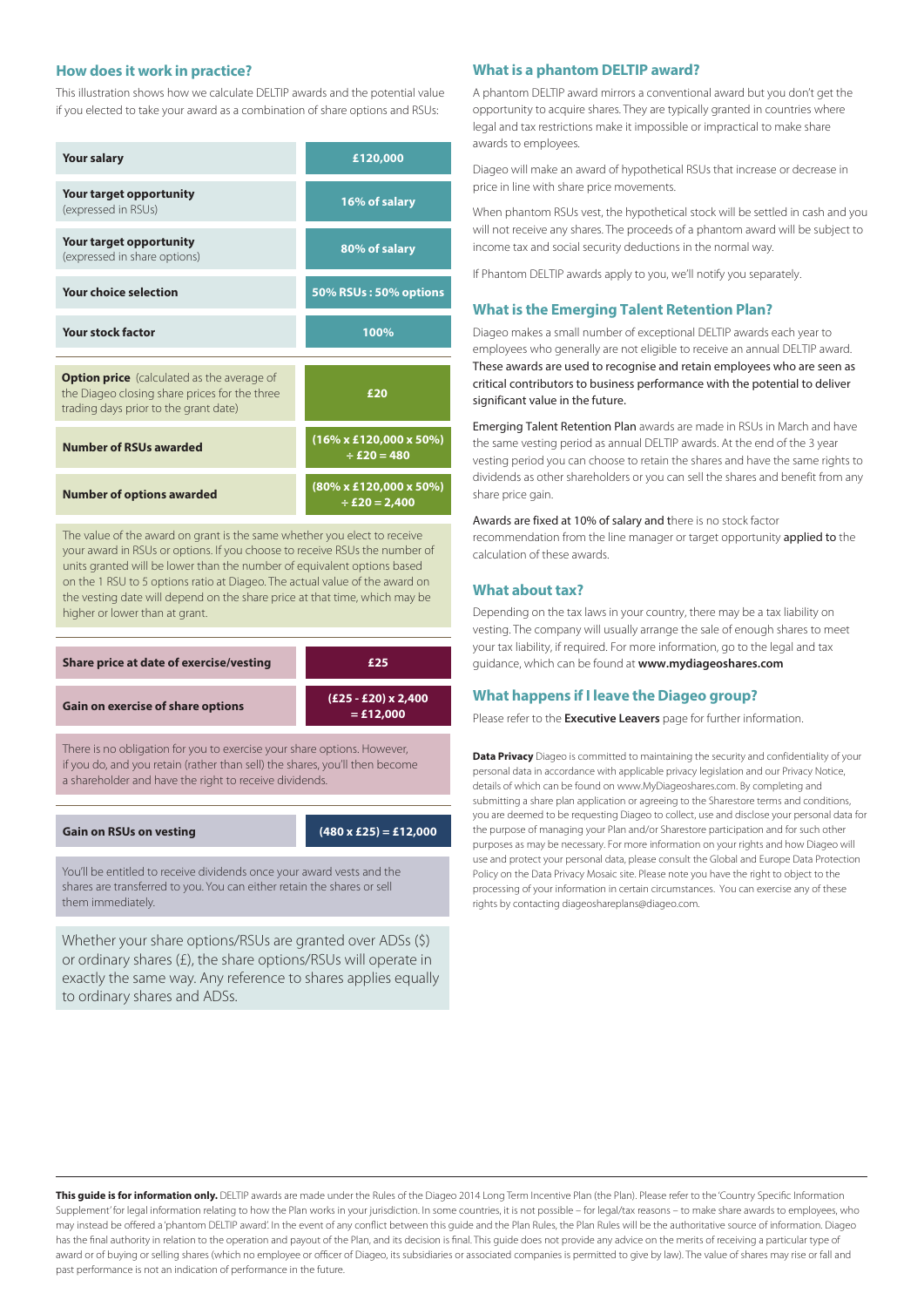## How does it work in practice?

This illustration shows how we calculate DELTIP awards and the potential value if you elected to take your award as a combination of share options and RSUs:

| | |
|---|---|
| **Your salary** | **£120,000** |
| **Your target opportunity** (expressed in RSUs) | **16% of salary** |
| **Your target opportunity** (expressed in share options) | **80% of salary** |
| **Your choice selection** | **50% RSUs : 50% options** |
| **Your stock factor** | **100%** |

| | |
|---|---|
| **Option price** (calculated as the average of the Diageo closing share prices for the three trading days prior to the grant date) | **£20** |
| **Number of RSUs awarded** | **(16% x £120,000 x 50%) ÷ £20 = 480** |
| **Number of options awarded** | **(80% x £120,000 x 50%) ÷ £20 = 2,400** |

The value of the award on grant is the same whether you elect to receive your award in RSUs or options. If you choose to receive RSUs the number of units granted will be lower than the number of equivalent options based on the 1 RSU to 5 options ratio at Diageo. The actual value of the award on the vesting date will depend on the share price at that time, which may be higher or lower than at grant.

| | |
|---|---|
| **Share price at date of exercise/vesting** | **£25** |
| **Gain on exercise of share options** | **(£25 - £20) x 2,400 = £12,000** |

There is no obligation for you to exercise your share options. However, if you do, and you retain (rather than sell) the shares, you'll then become a shareholder and have the right to receive dividends.

| | |
|---|---|
| **Gain on RSUs on vesting** | **(480 x £25) = £12,000** |

You'll be entitled to receive dividends once your award vests and the shares are transferred to you. You can either retain the shares or sell them immediately.

Whether your share options/RSUs are granted over ADSs ($) or ordinary shares (£), the share options/RSUs will operate in exactly the same way. Any reference to shares applies equally to ordinary shares and ADSs.

## What is a phantom DELTIP award?

A phantom DELTIP award mirrors a conventional award but you don't get the opportunity to acquire shares. They are typically granted in countries where legal and tax restrictions make it impossible or impractical to make share awards to employees.

Diageo will make an award of hypothetical RSUs that increase or decrease in price in line with share price movements.

When phantom RSUs vest, the hypothetical stock will be settled in cash and you will not receive any shares. The proceeds of a phantom award will be subject to income tax and social security deductions in the normal way.

If Phantom DELTIP awards apply to you, we'll notify you separately.

## What is the Emerging Talent Retention Plan?

Diageo makes a small number of exceptional DELTIP awards each year to employees who generally are not eligible to receive an annual DELTIP award. These awards are used to recognise and retain employees who are seen as critical contributors to business performance with the potential to deliver significant value in the future.

Emerging Talent Retention Plan awards are made in RSUs in March and have the same vesting period as annual DELTIP awards. At the end of the 3 year vesting period you can choose to retain the shares and have the same rights to dividends as other shareholders or you can sell the shares and benefit from any share price gain.

Awards are fixed at 10% of salary and there is no stock factor recommendation from the line manager or target opportunity applied to the calculation of these awards.

## What about tax?

Depending on the tax laws in your country, there may be a tax liability on vesting. The company will usually arrange the sale of enough shares to meet your tax liability, if required. For more information, go to the legal and tax guidance, which can be found at **www.mydiageoshares.com**

## What happens if I leave the Diageo group?

Please refer to the **Executive Leavers** page for further information.

**Data Privacy** Diageo is committed to maintaining the security and confidentiality of your personal data in accordance with applicable privacy legislation and our Privacy Notice, details of which can be found on www.MyDiageoshares.com. By completing and submitting a share plan application or agreeing to the Sharestore terms and conditions, you are deemed to be requesting Diageo to collect, use and disclose your personal data for the purpose of managing your Plan and/or Sharestore participation and for such other purposes as may be necessary. For more information on your rights and how Diageo will use and protect your personal data, please consult the Global and Europe Data Protection Policy on the Data Privacy Mosaic site. Please note you have the right to object to the processing of your information in certain circumstances. You can exercise any of these rights by contacting diageoshareplans@diageo.com.

**This guide is for information only.** DELTIP awards are made under the Rules of the Diageo 2014 Long Term Incentive Plan (the Plan). Please refer to the 'Country Specific Information Supplement' for legal information relating to how the Plan works in your jurisdiction. In some countries, it is not possible – for legal/tax reasons – to make share awards to employees, who may instead be offered a 'phantom DELTIP award'. In the event of any conflict between this guide and the Plan Rules, the Plan Rules will be the authoritative source of information. Diageo has the final authority in relation to the operation and payout of the Plan, and its decision is final. This guide does not provide any advice on the merits of receiving a particular type of award or of buying or selling shares (which no employee or officer of Diageo, its subsidiaries or associated companies is permitted to give by law). The value of shares may rise or fall and past performance is not an indication of performance in the future.